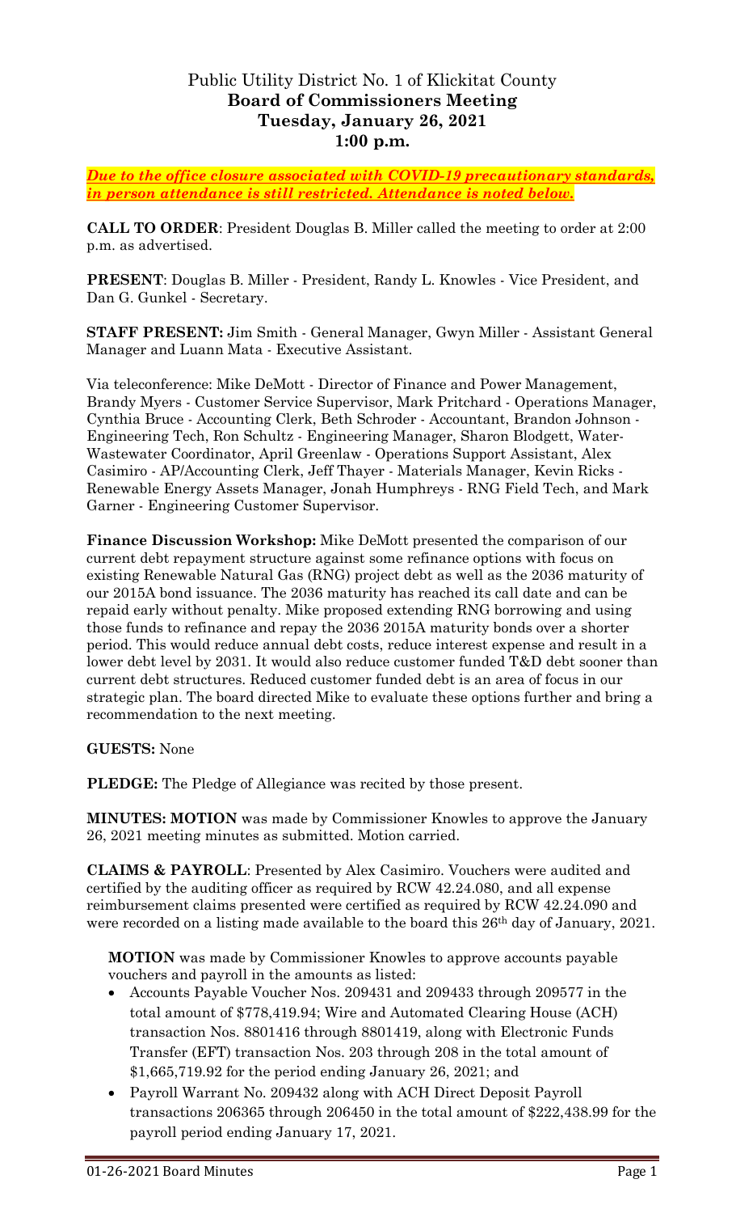# Public Utility District No. 1 of Klickitat County
## Board of Commissioners Meeting
## Tuesday, January 26, 2021
## 1:00 p.m.

***Due to the office closure associated with COVID-19 precautionary standards, in person attendance is still restricted. Attendance is noted below.***

**CALL TO ORDER**: President Douglas B. Miller called the meeting to order at 2:00 p.m. as advertised.

**PRESENT**: Douglas B. Miller - President, Randy L. Knowles - Vice President, and Dan G. Gunkel - Secretary.

**STAFF PRESENT:** Jim Smith - General Manager, Gwyn Miller - Assistant General Manager and Luann Mata - Executive Assistant.

Via teleconference: Mike DeMott - Director of Finance and Power Management, Brandy Myers - Customer Service Supervisor, Mark Pritchard - Operations Manager, Cynthia Bruce - Accounting Clerk, Beth Schroder - Accountant, Brandon Johnson - Engineering Tech, Ron Schultz - Engineering Manager, Sharon Blodgett, Water-Wastewater Coordinator, April Greenlaw - Operations Support Assistant, Alex Casimiro - AP/Accounting Clerk, Jeff Thayer - Materials Manager, Kevin Ricks - Renewable Energy Assets Manager, Jonah Humphreys - RNG Field Tech, and Mark Garner - Engineering Customer Supervisor.

**Finance Discussion Workshop:** Mike DeMott presented the comparison of our current debt repayment structure against some refinance options with focus on existing Renewable Natural Gas (RNG) project debt as well as the 2036 maturity of our 2015A bond issuance. The 2036 maturity has reached its call date and can be repaid early without penalty. Mike proposed extending RNG borrowing and using those funds to refinance and repay the 2036 2015A maturity bonds over a shorter period. This would reduce annual debt costs, reduce interest expense and result in a lower debt level by 2031. It would also reduce customer funded T&D debt sooner than current debt structures. Reduced customer funded debt is an area of focus in our strategic plan. The board directed Mike to evaluate these options further and bring a recommendation to the next meeting.

**GUESTS:** None

**PLEDGE:** The Pledge of Allegiance was recited by those present.

**MINUTES: MOTION** was made by Commissioner Knowles to approve the January 26, 2021 meeting minutes as submitted. Motion carried.

**CLAIMS & PAYROLL**: Presented by Alex Casimiro. Vouchers were audited and certified by the auditing officer as required by RCW 42.24.080, and all expense reimbursement claims presented were certified as required by RCW 42.24.090 and were recorded on a listing made available to the board this 26th day of January, 2021.

**MOTION** was made by Commissioner Knowles to approve accounts payable vouchers and payroll in the amounts as listed:

- Accounts Payable Voucher Nos. 209431 and 209433 through 209577 in the total amount of $778,419.94; Wire and Automated Clearing House (ACH) transaction Nos. 8801416 through 8801419, along with Electronic Funds Transfer (EFT) transaction Nos. 203 through 208 in the total amount of $1,665,719.92 for the period ending January 26, 2021; and
- Payroll Warrant No. 209432 along with ACH Direct Deposit Payroll transactions 206365 through 206450 in the total amount of $222,438.99 for the payroll period ending January 17, 2021.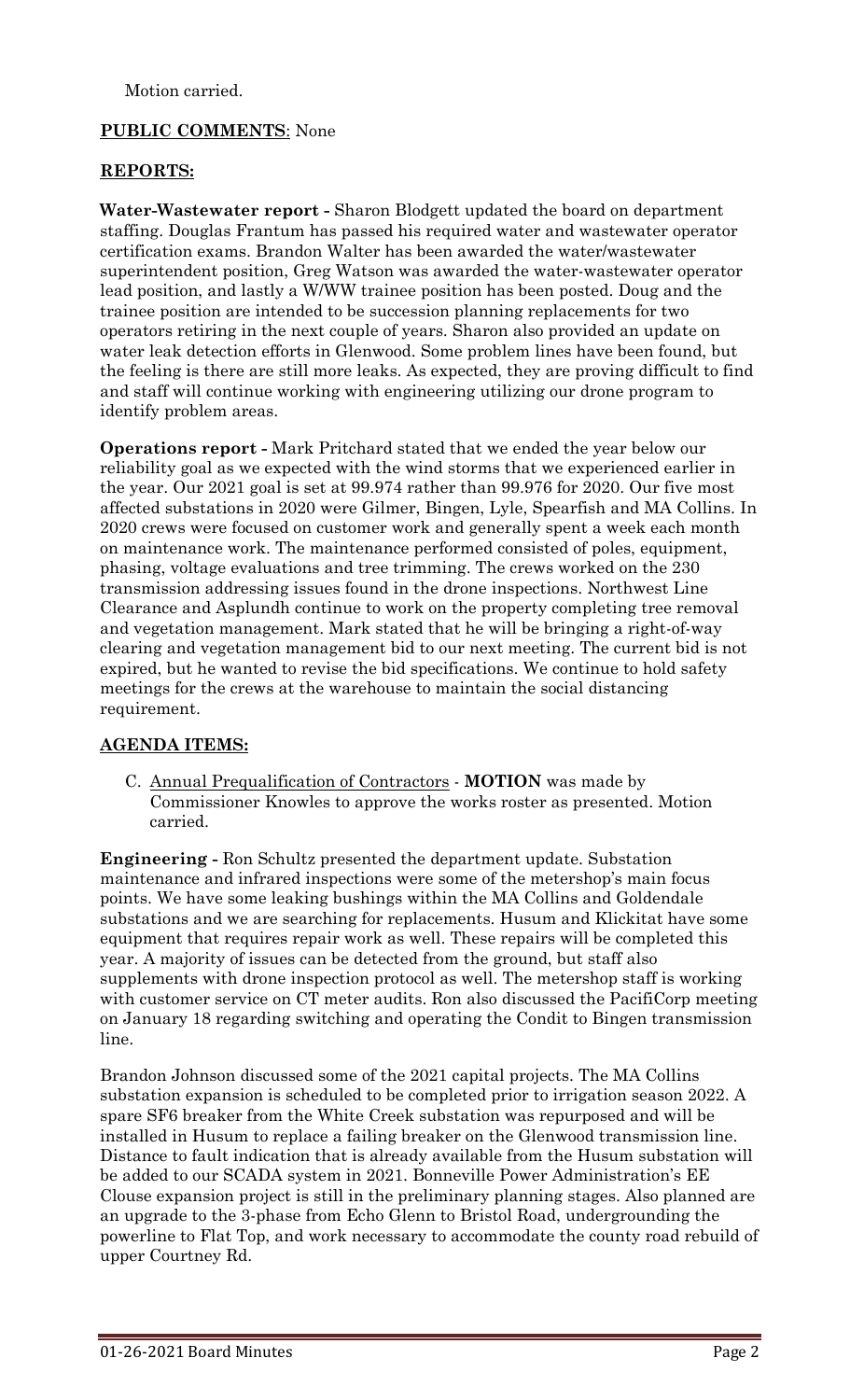Motion carried.

**PUBLIC COMMENTS**: None

**REPORTS:**

**Water-Wastewater report -** Sharon Blodgett updated the board on department staffing. Douglas Frantum has passed his required water and wastewater operator certification exams. Brandon Walter has been awarded the water/wastewater superintendent position, Greg Watson was awarded the water-wastewater operator lead position, and lastly a W/WW trainee position has been posted. Doug and the trainee position are intended to be succession planning replacements for two operators retiring in the next couple of years. Sharon also provided an update on water leak detection efforts in Glenwood. Some problem lines have been found, but the feeling is there are still more leaks. As expected, they are proving difficult to find and staff will continue working with engineering utilizing our drone program to identify problem areas.

**Operations report -** Mark Pritchard stated that we ended the year below our reliability goal as we expected with the wind storms that we experienced earlier in the year. Our 2021 goal is set at 99.974 rather than 99.976 for 2020. Our five most affected substations in 2020 were Gilmer, Bingen, Lyle, Spearfish and MA Collins. In 2020 crews were focused on customer work and generally spent a week each month on maintenance work. The maintenance performed consisted of poles, equipment, phasing, voltage evaluations and tree trimming. The crews worked on the 230 transmission addressing issues found in the drone inspections. Northwest Line Clearance and Asplundh continue to work on the property completing tree removal and vegetation management. Mark stated that he will be bringing a right-of-way clearing and vegetation management bid to our next meeting. The current bid is not expired, but he wanted to revise the bid specifications. We continue to hold safety meetings for the crews at the warehouse to maintain the social distancing requirement.

**AGENDA ITEMS:**

C. Annual Prequalification of Contractors - **MOTION** was made by Commissioner Knowles to approve the works roster as presented. Motion carried.

**Engineering -** Ron Schultz presented the department update. Substation maintenance and infrared inspections were some of the metershop's main focus points. We have some leaking bushings within the MA Collins and Goldendale substations and we are searching for replacements. Husum and Klickitat have some equipment that requires repair work as well. These repairs will be completed this year. A majority of issues can be detected from the ground, but staff also supplements with drone inspection protocol as well. The metershop staff is working with customer service on CT meter audits. Ron also discussed the PacifiCorp meeting on January 18 regarding switching and operating the Condit to Bingen transmission line.

Brandon Johnson discussed some of the 2021 capital projects. The MA Collins substation expansion is scheduled to be completed prior to irrigation season 2022. A spare SF6 breaker from the White Creek substation was repurposed and will be installed in Husum to replace a failing breaker on the Glenwood transmission line. Distance to fault indication that is already available from the Husum substation will be added to our SCADA system in 2021. Bonneville Power Administration's EE Clouse expansion project is still in the preliminary planning stages. Also planned are an upgrade to the 3-phase from Echo Glenn to Bristol Road, undergrounding the powerline to Flat Top, and work necessary to accommodate the county road rebuild of upper Courtney Rd.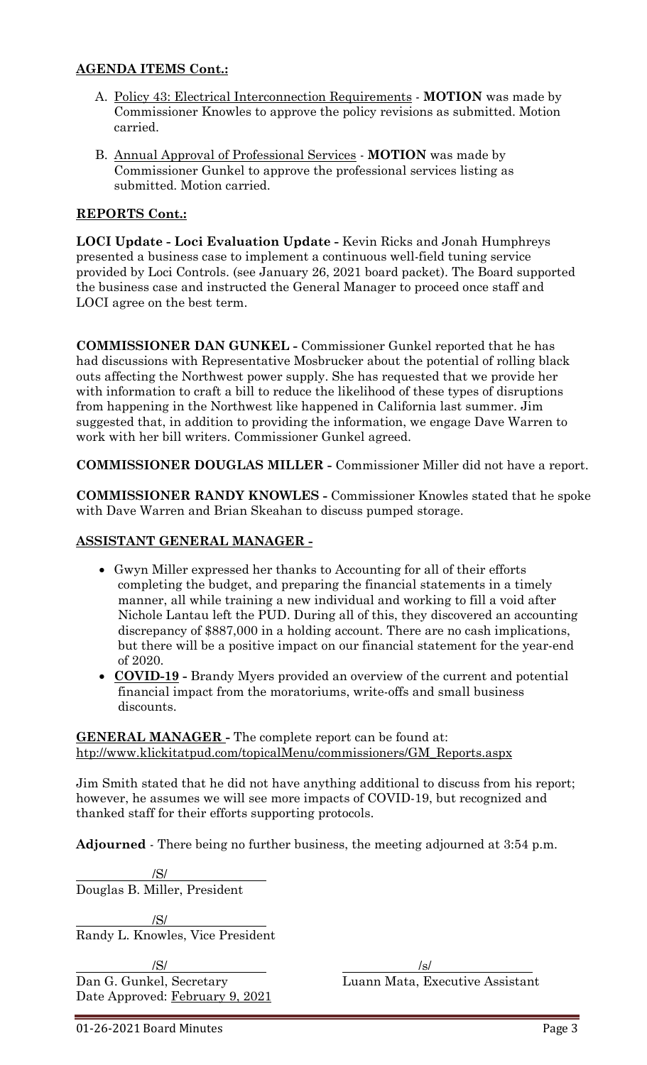**AGENDA ITEMS Cont.:**

A. Policy 43: Electrical Interconnection Requirements - **MOTION** was made by Commissioner Knowles to approve the policy revisions as submitted. Motion carried.

B. Annual Approval of Professional Services - **MOTION** was made by Commissioner Gunkel to approve the professional services listing as submitted. Motion carried.

**REPORTS Cont.:**

**LOCI Update - Loci Evaluation Update -** Kevin Ricks and Jonah Humphreys presented a business case to implement a continuous well-field tuning service provided by Loci Controls. (see January 26, 2021 board packet). The Board supported the business case and instructed the General Manager to proceed once staff and LOCI agree on the best term.

**COMMISSIONER DAN GUNKEL -** Commissioner Gunkel reported that he has had discussions with Representative Mosbrucker about the potential of rolling black outs affecting the Northwest power supply. She has requested that we provide her with information to craft a bill to reduce the likelihood of these types of disruptions from happening in the Northwest like happened in California last summer. Jim suggested that, in addition to providing the information, we engage Dave Warren to work with her bill writers. Commissioner Gunkel agreed.

**COMMISSIONER DOUGLAS MILLER -** Commissioner Miller did not have a report.

**COMMISSIONER RANDY KNOWLES -** Commissioner Knowles stated that he spoke with Dave Warren and Brian Skeahan to discuss pumped storage.

**ASSISTANT GENERAL MANAGER -**

- Gwyn Miller expressed her thanks to Accounting for all of their efforts completing the budget, and preparing the financial statements in a timely manner, all while training a new individual and working to fill a void after Nichole Lantau left the PUD. During all of this, they discovered an accounting discrepancy of $887,000 in a holding account. There are no cash implications, but there will be a positive impact on our financial statement for the year-end of 2020.
- **COVID-19 -** Brandy Myers provided an overview of the current and potential financial impact from the moratoriums, write-offs and small business discounts.

**GENERAL MANAGER -** The complete report can be found at: http://www.klickitatpud.com/topicalMenu/commissioners/GM_Reports.aspx

Jim Smith stated that he did not have anything additional to discuss from his report; however, he assumes we will see more impacts of COVID-19, but recognized and thanked staff for their efforts supporting protocols.

**Adjourned** - There being no further business, the meeting adjourned at 3:54 p.m.

/S/
Douglas B. Miller, President

/S/
Randy L. Knowles, Vice President

/S/
Dan G. Gunkel, Secretary
Date Approved: February 9, 2021

/s/
Luann Mata, Executive Assistant